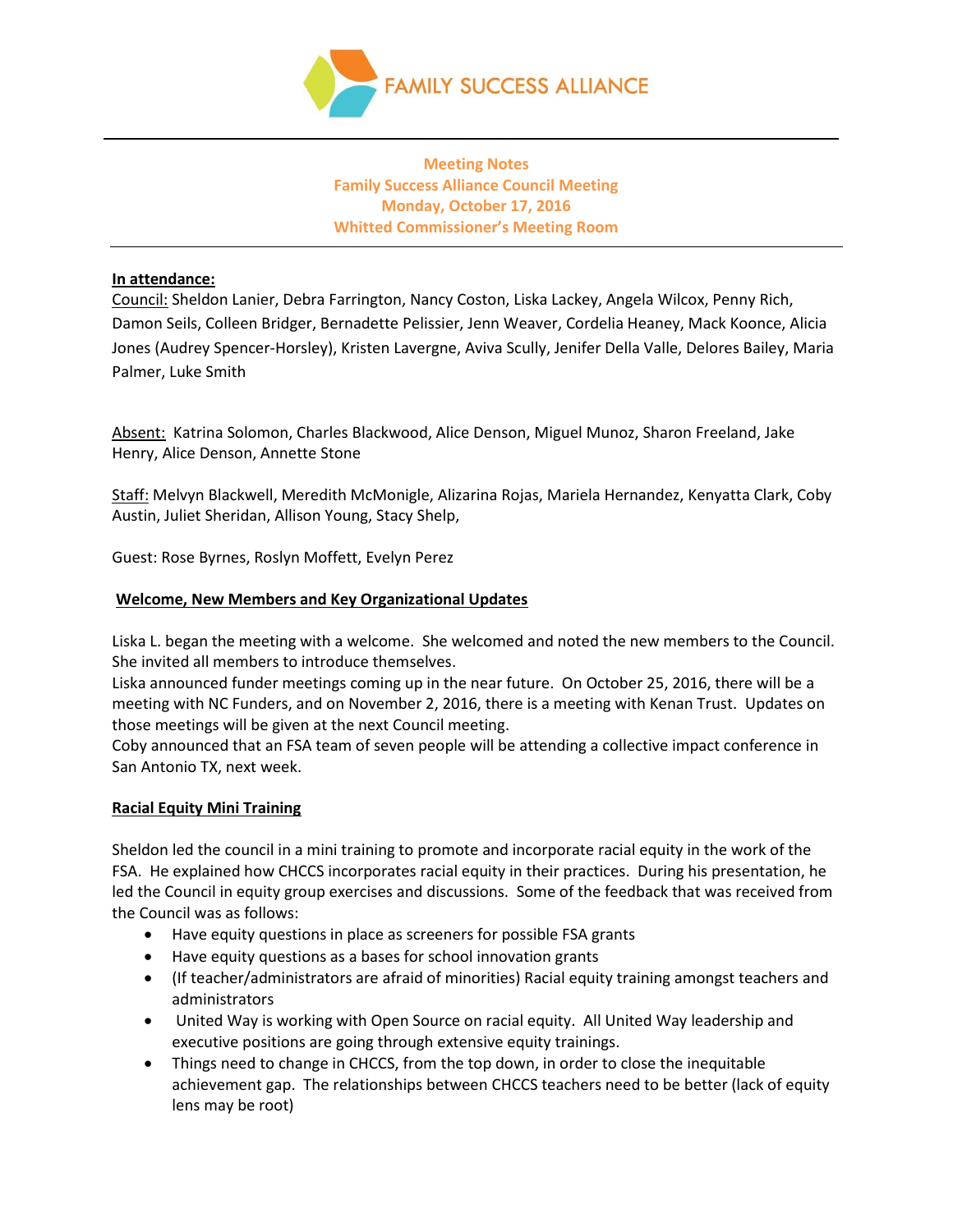FAMILY SUCCESS ALLIANCE

**Meeting Notes**
**Family Success Alliance Council Meeting**
**Monday, October 17, 2016**
**Whitted Commissioner's Meeting Room**

**In attendance:**

Council: Sheldon Lanier, Debra Farrington, Nancy Coston, Liska Lackey, Angela Wilcox, Penny Rich, Damon Seils, Colleen Bridger, Bernadette Pelissier, Jenn Weaver, Cordelia Heaney, Mack Koonce, Alicia Jones (Audrey Spencer-Horsley), Kristen Lavergne, Aviva Scully, Jenifer Della Valle, Delores Bailey, Maria Palmer, Luke Smith

Absent: Katrina Solomon, Charles Blackwood, Alice Denson, Miguel Munoz, Sharon Freeland, Jake Henry, Alice Denson, Annette Stone

Staff: Melvyn Blackwell, Meredith McMonigle, Alizarina Rojas, Mariela Hernandez, Kenyatta Clark, Coby Austin, Juliet Sheridan, Allison Young, Stacy Shelp,

Guest: Rose Byrnes, Roslyn Moffett, Evelyn Perez

**Welcome, New Members and Key Organizational Updates**

Liska L. began the meeting with a welcome. She welcomed and noted the new members to the Council. She invited all members to introduce themselves.

Liska announced funder meetings coming up in the near future. On October 25, 2016, there will be a meeting with NC Funders, and on November 2, 2016, there is a meeting with Kenan Trust. Updates on those meetings will be given at the next Council meeting.

Coby announced that an FSA team of seven people will be attending a collective impact conference in San Antonio TX, next week.

**Racial Equity Mini Training**

Sheldon led the council in a mini training to promote and incorporate racial equity in the work of the FSA. He explained how CHCCS incorporates racial equity in their practices. During his presentation, he led the Council in equity group exercises and discussions. Some of the feedback that was received from the Council was as follows:

- Have equity questions in place as screeners for possible FSA grants
- Have equity questions as a bases for school innovation grants
- (If teacher/administrators are afraid of minorities) Racial equity training amongst teachers and administrators
- United Way is working with Open Source on racial equity. All United Way leadership and executive positions are going through extensive equity trainings.
- Things need to change in CHCCS, from the top down, in order to close the inequitable achievement gap. The relationships between CHCCS teachers need to be better (lack of equity lens may be root)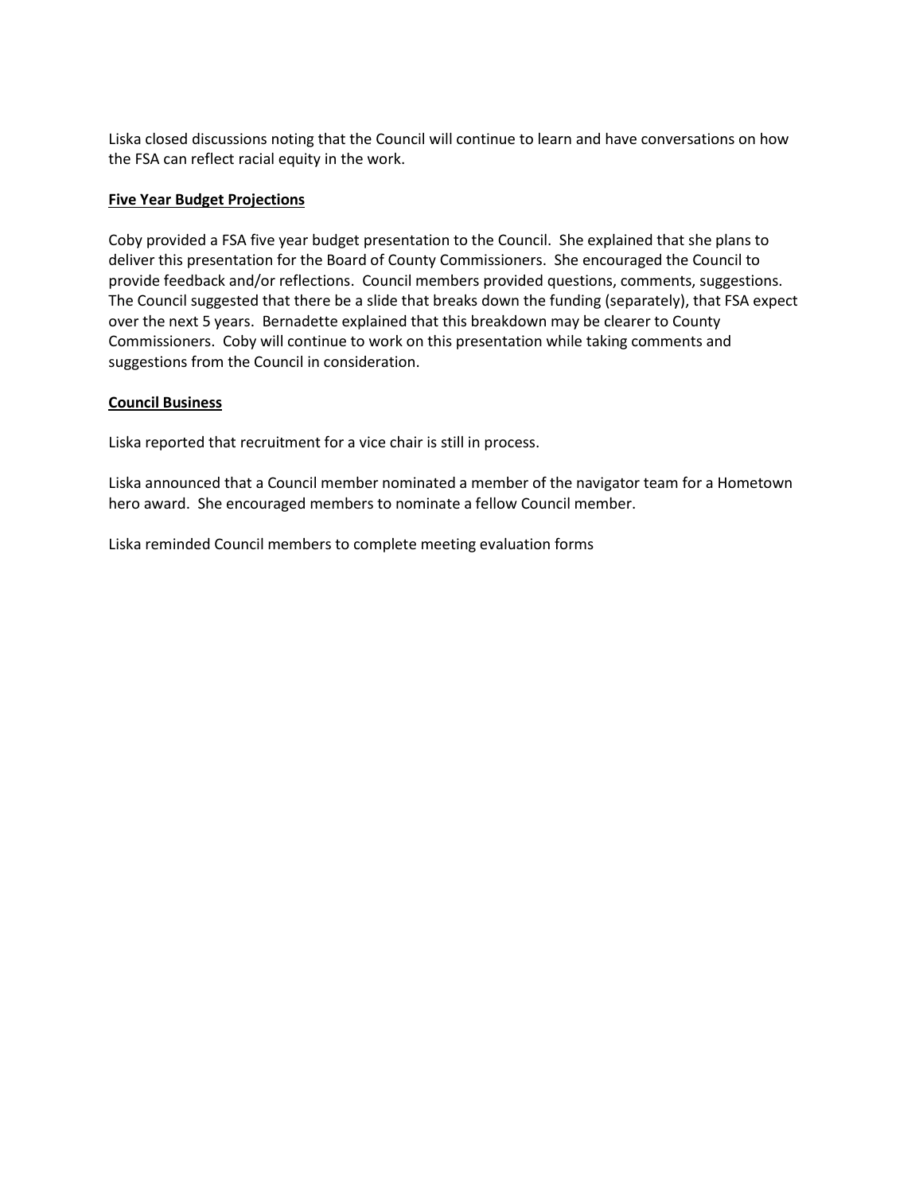Liska closed discussions noting that the Council will continue to learn and have conversations on how the FSA can reflect racial equity in the work.

**Five Year Budget Projections**

Coby provided a FSA five year budget presentation to the Council. She explained that she plans to deliver this presentation for the Board of County Commissioners. She encouraged the Council to provide feedback and/or reflections. Council members provided questions, comments, suggestions. The Council suggested that there be a slide that breaks down the funding (separately), that FSA expect over the next 5 years. Bernadette explained that this breakdown may be clearer to County Commissioners. Coby will continue to work on this presentation while taking comments and suggestions from the Council in consideration.

**Council Business**

Liska reported that recruitment for a vice chair is still in process.

Liska announced that a Council member nominated a member of the navigator team for a Hometown hero award. She encouraged members to nominate a fellow Council member.

Liska reminded Council members to complete meeting evaluation forms